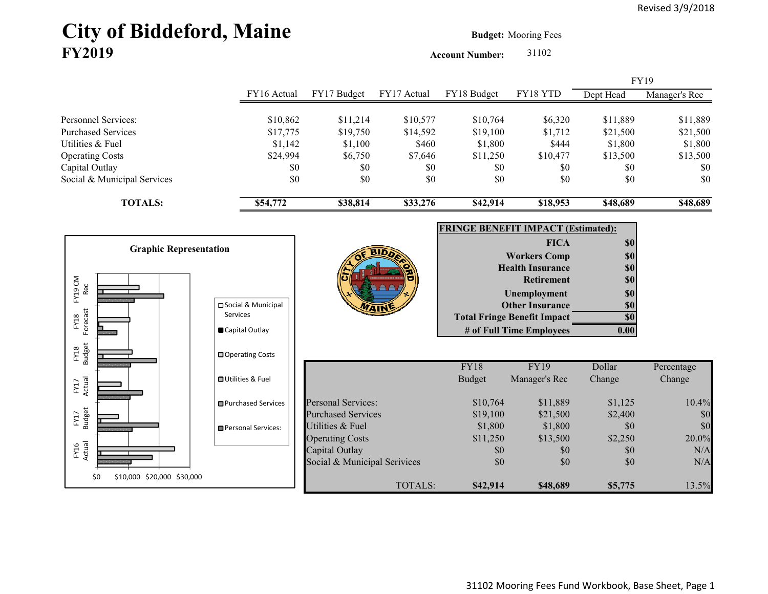Revised 3/9/2018

# City of Biddeford, Maine
## FY2019

**Budget:** Mooring Fees

**Account Number:** 31102

| | FY16 Actual | FY17 Budget | FY17 Actual | FY18 Budget | FY18 YTD | FY19 Dept Head | FY19 Manager's Rec |
|---|---|---|---|---|---|---|---|
| Personnel Services: | $10,862 | $11,214 | $10,577 | $10,764 | $6,320 | $11,889 | $11,889 |
| Purchased Services | $17,775 | $19,750 | $14,592 | $19,100 | $1,712 | $21,500 | $21,500 |
| Utilities & Fuel | $1,142 | $1,100 | $460 | $1,800 | $444 | $1,800 | $1,800 |
| Operating Costs | $24,994 | $6,750 | $7,646 | $11,250 | $10,477 | $13,500 | $13,500 |
| Capital Outlay | $0 | $0 | $0 | $0 | $0 | $0 | $0 |
| Social & Municipal Services | $0 | $0 | $0 | $0 | $0 | $0 | $0 |
| **TOTALS:** | **$54,772** | **$38,814** | **$33,276** | **$42,914** | **$18,953** | **$48,689** | **$48,689** |

**Graphic Representation**

| **FRINGE BENEFIT IMPACT (Estimated):** | |
|---|---|
| **FICA** | **$0** |
| **Workers Comp** | **$0** |
| **Health Insurance** | **$0** |
| **Retirement** | **$0** |
| **Unemployment** | **$0** |
| **Other Insurance** | **$0** |
| **Total Fringe Benefit Impact** | **$0** |
| **# of Full Time Employees** | **0.00** |

| | FY18 Budget | FY19 Manager's Rec | Dollar Change | Percentage Change |
|---|---|---|---|---|
| Personal Services: | $10,764 | $11,889 | $1,125 | 10.4% |
| Purchased Services | $19,100 | $21,500 | $2,400 | $0 |
| Utilities & Fuel | $1,800 | $1,800 | $0 | $0 |
| Operating Costs | $11,250 | $13,500 | $2,250 | 20.0% |
| Capital Outlay | $0 | $0 | $0 | N/A |
| Social & Municipal Services | $0 | $0 | $0 | N/A |
| TOTALS: | **$42,914** | **$48,689** | **$5,775** | 13.5% |

31102 Mooring Fees Fund Workbook, Base Sheet, Page 1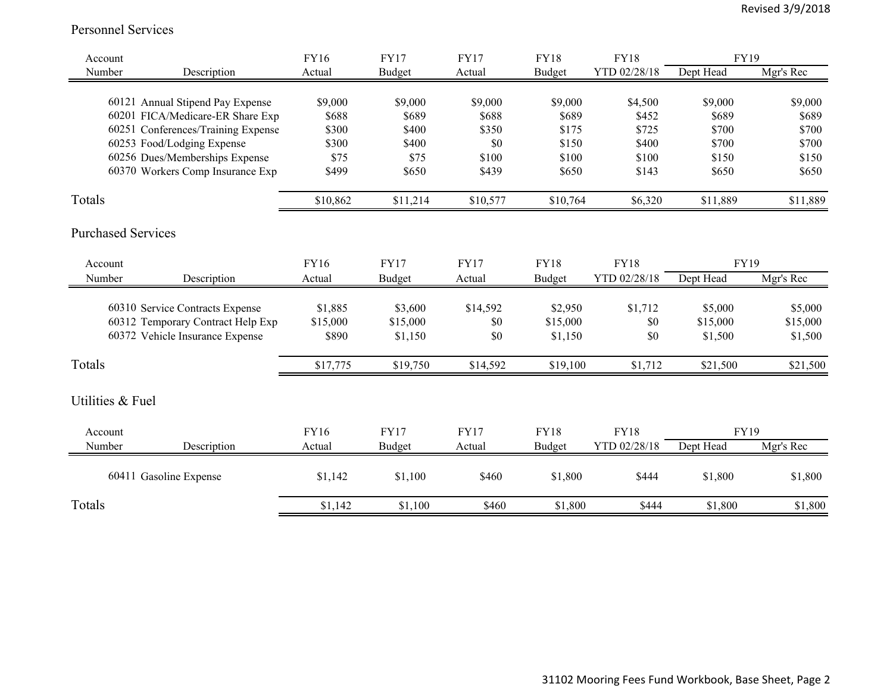Revised 3/9/2018

## Personnel Services

| Account Number | Description | FY16 Actual | FY17 Budget | FY17 Actual | FY18 Budget | FY18 YTD 02/28/18 | FY19 Dept Head | FY19 Mgr's Rec |
|---|---|---|---|---|---|---|---|---|
| 60121 | Annual Stipend Pay Expense | $9,000 | $9,000 | $9,000 | $9,000 | $4,500 | $9,000 | $9,000 |
| 60201 | FICA/Medicare-ER Share Exp | $688 | $689 | $688 | $689 | $452 | $689 | $689 |
| 60251 | Conferences/Training Expense | $300 | $400 | $350 | $175 | $725 | $700 | $700 |
| 60253 | Food/Lodging Expense | $300 | $400 | $0 | $150 | $400 | $700 | $700 |
| 60256 | Dues/Memberships Expense | $75 | $75 | $100 | $100 | $100 | $150 | $150 |
| 60370 | Workers Comp Insurance Exp | $499 | $650 | $439 | $650 | $143 | $650 | $650 |
| Totals | | $10,862 | $11,214 | $10,577 | $10,764 | $6,320 | $11,889 | $11,889 |

## Purchased Services

| Account Number | Description | FY16 Actual | FY17 Budget | FY17 Actual | FY18 Budget | FY18 YTD 02/28/18 | FY19 Dept Head | FY19 Mgr's Rec |
|---|---|---|---|---|---|---|---|---|
| 60310 | Service Contracts Expense | $1,885 | $3,600 | $14,592 | $2,950 | $1,712 | $5,000 | $5,000 |
| 60312 | Temporary Contract Help Exp | $15,000 | $15,000 | $0 | $15,000 | $0 | $15,000 | $15,000 |
| 60372 | Vehicle Insurance Expense | $890 | $1,150 | $0 | $1,150 | $0 | $1,500 | $1,500 |
| Totals | | $17,775 | $19,750 | $14,592 | $19,100 | $1,712 | $21,500 | $21,500 |

## Utilities & Fuel

| Account Number | Description | FY16 Actual | FY17 Budget | FY17 Actual | FY18 Budget | FY18 YTD 02/28/18 | FY19 Dept Head | FY19 Mgr's Rec |
|---|---|---|---|---|---|---|---|---|
| 60411 | Gasoline Expense | $1,142 | $1,100 | $460 | $1,800 | $444 | $1,800 | $1,800 |
| Totals | | $1,142 | $1,100 | $460 | $1,800 | $444 | $1,800 | $1,800 |

31102 Mooring Fees Fund Workbook, Base Sheet, Page 2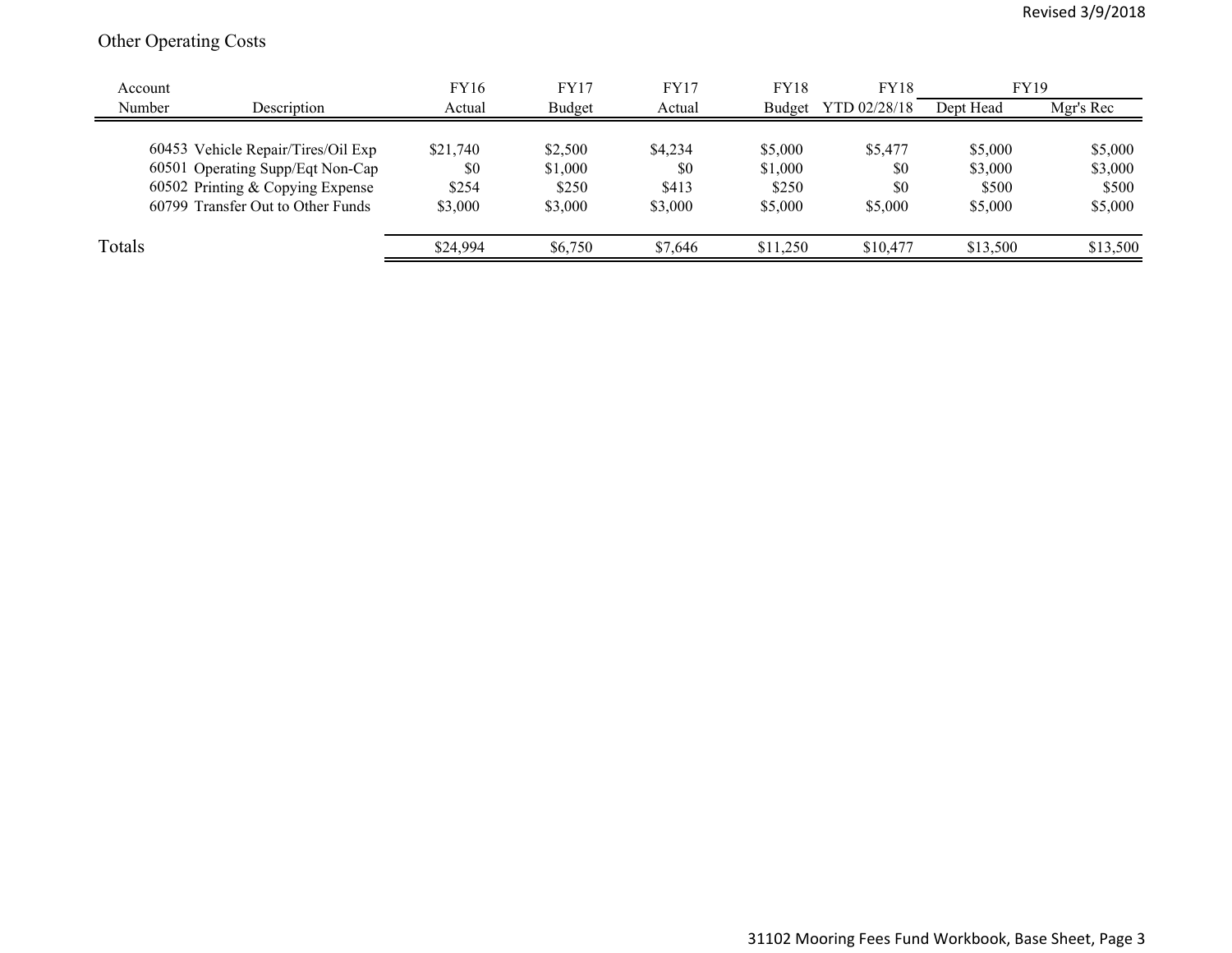Other Operating Costs

| Account Number | Description | FY16 Actual | FY17 Budget | FY17 Actual | FY18 Budget | FY18 YTD 02/28/18 | FY19 Dept Head | FY19 Mgr's Rec |
|---|---|---|---|---|---|---|---|---|
| 60453 | Vehicle Repair/Tires/Oil Exp | $21,740 | $2,500 | $4,234 | $5,000 | $5,477 | $5,000 | $5,000 |
| 60501 | Operating Supp/Eqt Non-Cap | $0 | $1,000 | $0 | $1,000 | $0 | $3,000 | $3,000 |
| 60502 | Printing & Copying Expense | $254 | $250 | $413 | $250 | $0 | $500 | $500 |
| 60799 | Transfer Out to Other Funds | $3,000 | $3,000 | $3,000 | $5,000 | $5,000 | $5,000 | $5,000 |
| Totals | | $24,994 | $6,750 | $7,646 | $11,250 | $10,477 | $13,500 | $13,500 |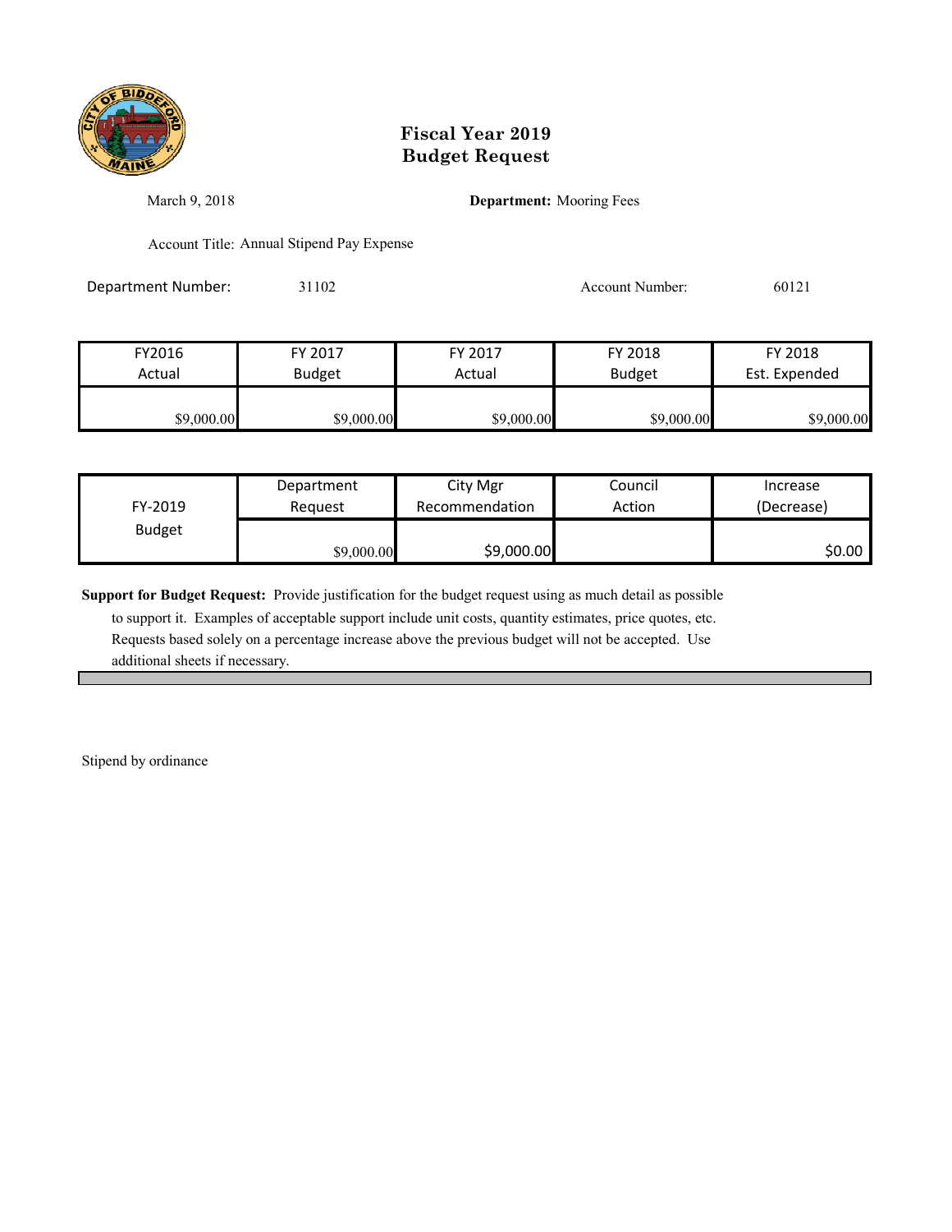# Fiscal Year 2019
# Budget Request

March 9, 2018

**Department:** Mooring Fees

Account Title: Annual Stipend Pay Expense

Department Number: 31102

Account Number: 60121

| FY2016 Actual | FY 2017 Budget | FY 2017 Actual | FY 2018 Budget | FY 2018 Est. Expended |
|---|---|---|---|---|
| $9,000.00 | $9,000.00 | $9,000.00 | $9,000.00 | $9,000.00 |

| FY-2019 Budget | Department Request | City Mgr Recommendation | Council Action | Increase (Decrease) |
|---|---|---|---|---|
| | $9,000.00 | $9,000.00 | | $0.00 |

**Support for Budget Request:** Provide justification for the budget request using as much detail as possible to support it. Examples of acceptable support include unit costs, quantity estimates, price quotes, etc. Requests based solely on a percentage increase above the previous budget will not be accepted. Use additional sheets if necessary.

Stipend by ordinance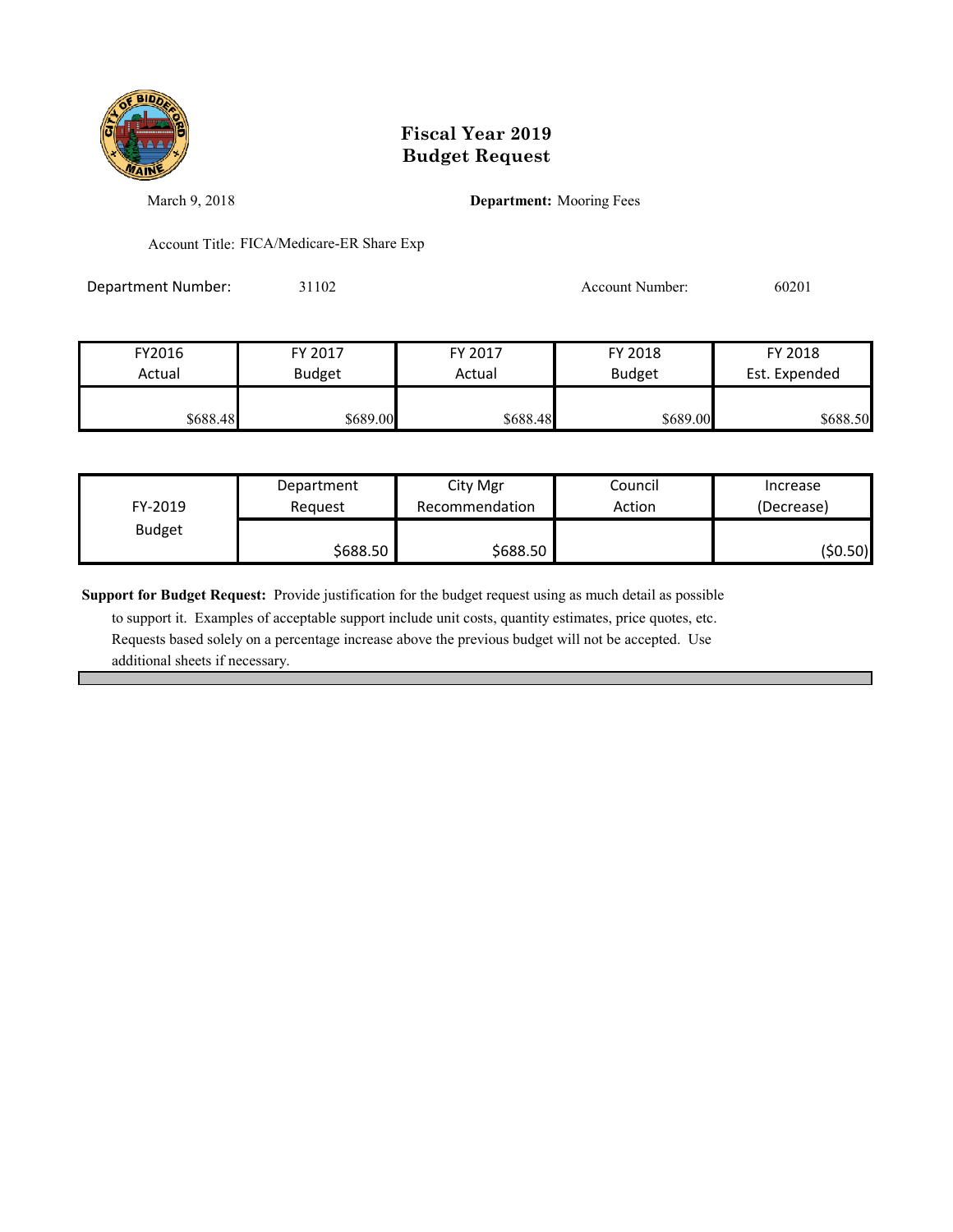# Fiscal Year 2019
# Budget Request

March 9, 2018

**Department:** Mooring Fees

Account Title: FICA/Medicare-ER Share Exp

Department Number: 31102

Account Number: 60201

| FY2016 Actual | FY 2017 Budget | FY 2017 Actual | FY 2018 Budget | FY 2018 Est. Expended |
|---|---|---|---|---|
| $688.48 | $689.00 | $688.48 | $689.00 | $688.50 |

| FY-2019 Budget | Department Request | City Mgr Recommendation | Council Action | Increase (Decrease) |
|---|---|---|---|---|
| | $688.50 | $688.50 | | ($0.50) |

**Support for Budget Request:** Provide justification for the budget request using as much detail as possible to support it. Examples of acceptable support include unit costs, quantity estimates, price quotes, etc. Requests based solely on a percentage increase above the previous budget will not be accepted. Use additional sheets if necessary.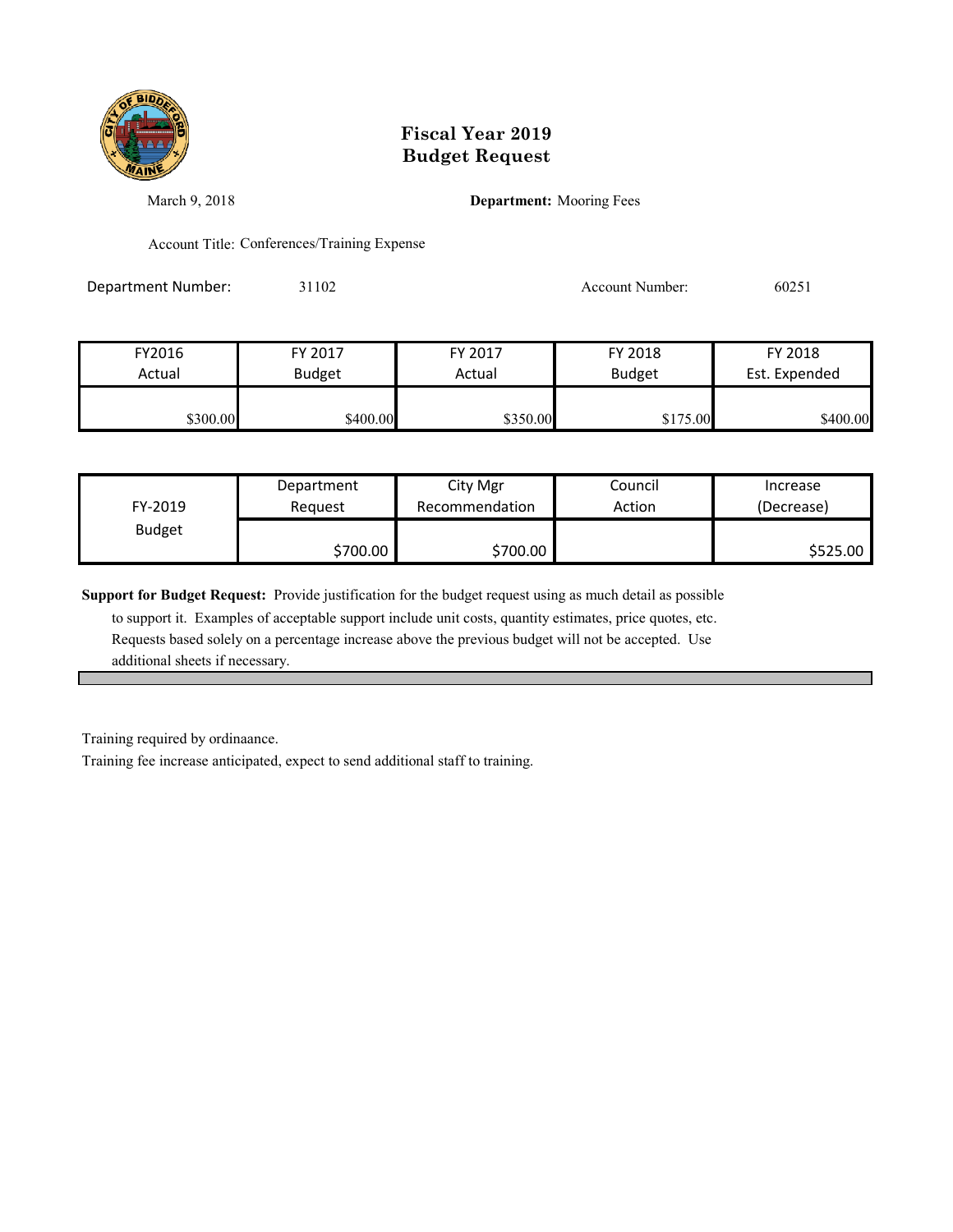# Fiscal Year 2019
# Budget Request

March 9, 2018

**Department:** Mooring Fees

Account Title: Conferences/Training Expense

Department Number: 31102

Account Number: 60251

| FY2016 Actual | FY 2017 Budget | FY 2017 Actual | FY 2018 Budget | FY 2018 Est. Expended |
|---|---|---|---|---|
| $300.00 | $400.00 | $350.00 | $175.00 | $400.00 |

| FY-2019 Budget | Department Request | City Mgr Recommendation | Council Action | Increase (Decrease) |
|---|---|---|---|---|
| | $700.00 | $700.00 | | $525.00 |

**Support for Budget Request:** Provide justification for the budget request using as much detail as possible to support it. Examples of acceptable support include unit costs, quantity estimates, price quotes, etc. Requests based solely on a percentage increase above the previous budget will not be accepted. Use additional sheets if necessary.

Training required by ordinaance.

Training fee increase anticipated, expect to send additional staff to training.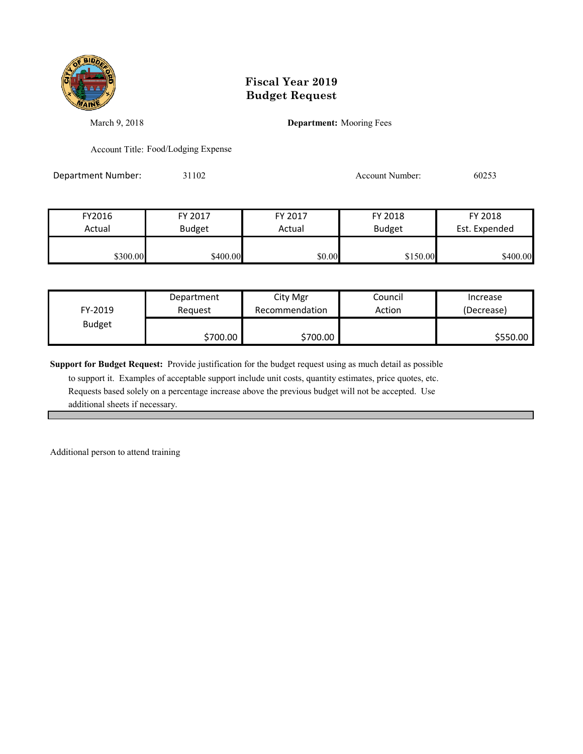# Fiscal Year 2019
# Budget Request

March 9, 2018

**Department:** Mooring Fees

Account Title: Food/Lodging Expense

Department Number: 31102

Account Number: 60253

| FY2016 Actual | FY 2017 Budget | FY 2017 Actual | FY 2018 Budget | FY 2018 Est. Expended |
|---|---|---|---|---|
| $300.00 | $400.00 | $0.00 | $150.00 | $400.00 |

| FY-2019 Budget | Department Request | City Mgr Recommendation | Council Action | Increase (Decrease) |
|---|---|---|---|---|
| | $700.00 | $700.00 | | $550.00 |

**Support for Budget Request:** Provide justification for the budget request using as much detail as possible to support it. Examples of acceptable support include unit costs, quantity estimates, price quotes, etc. Requests based solely on a percentage increase above the previous budget will not be accepted. Use additional sheets if necessary.

Additional person to attend training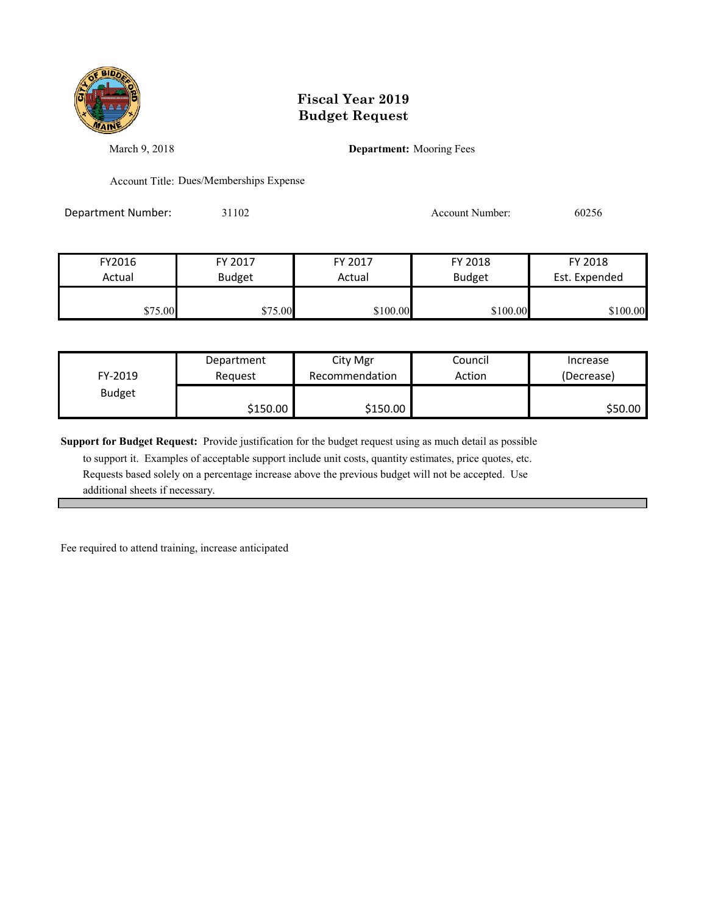# Fiscal Year 2019
# Budget Request

March 9, 2018

**Department:** Mooring Fees

Account Title: Dues/Memberships Expense

Department Number: 31102

Account Number: 60256

| FY2016 Actual | FY 2017 Budget | FY 2017 Actual | FY 2018 Budget | FY 2018 Est. Expended |
|---|---|---|---|---|
| $75.00 | $75.00 | $100.00 | $100.00 | $100.00 |

| FY-2019 Budget | Department Request | City Mgr Recommendation | Council Action | Increase (Decrease) |
|---|---|---|---|---|
| | $150.00 | $150.00 | | $50.00 |

**Support for Budget Request:** Provide justification for the budget request using as much detail as possible to support it. Examples of acceptable support include unit costs, quantity estimates, price quotes, etc. Requests based solely on a percentage increase above the previous budget will not be accepted. Use additional sheets if necessary.

Fee required to attend training, increase anticipated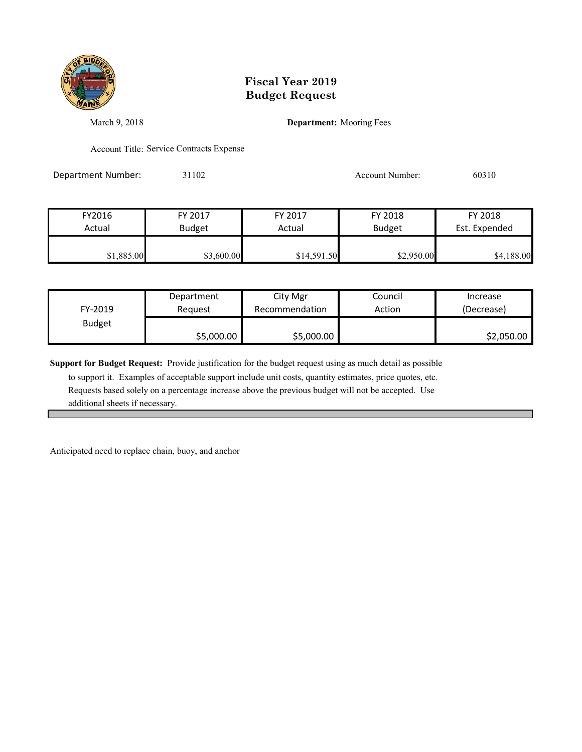# Fiscal Year 2019
# Budget Request

March 9, 2018

**Department:** Mooring Fees

Account Title: Service Contracts Expense

Department Number: 31102

Account Number: 60310

| FY2016 Actual | FY 2017 Budget | FY 2017 Actual | FY 2018 Budget | FY 2018 Est. Expended |
|---|---|---|---|---|
| $1,885.00 | $3,600.00 | $14,591.50 | $2,950.00 | $4,188.00 |

| FY-2019 Budget | Department Request | City Mgr Recommendation | Council Action | Increase (Decrease) |
|---|---|---|---|---|
| | $5,000.00 | $5,000.00 | | $2,050.00 |

**Support for Budget Request:** Provide justification for the budget request using as much detail as possible to support it. Examples of acceptable support include unit costs, quantity estimates, price quotes, etc. Requests based solely on a percentage increase above the previous budget will not be accepted. Use additional sheets if necessary.

Anticipated need to replace chain, buoy, and anchor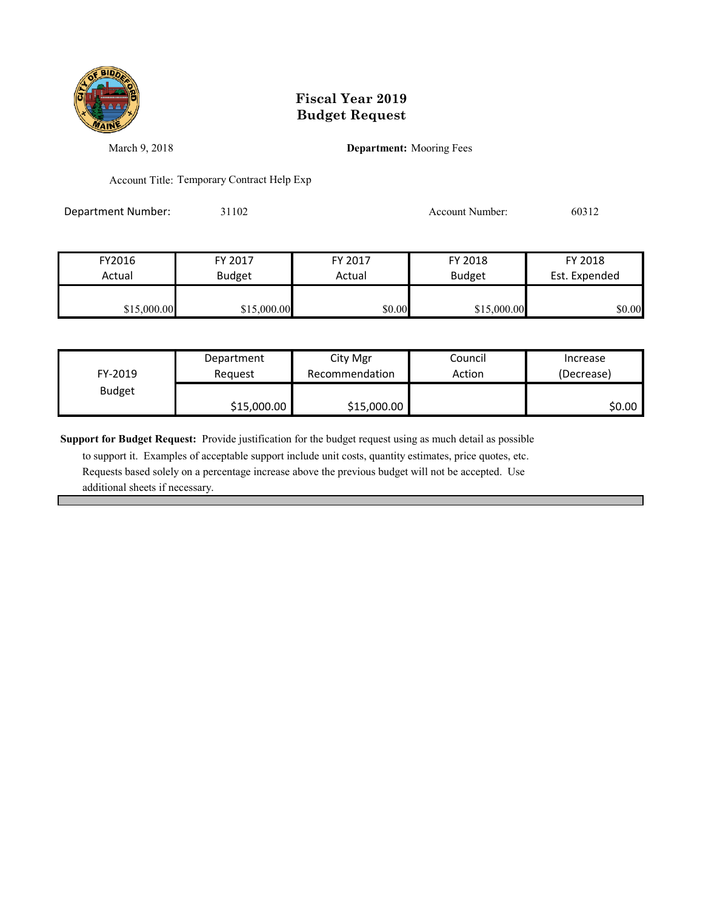# Fiscal Year 2019
# Budget Request

March 9, 2018

**Department:** Mooring Fees

Account Title: Temporary Contract Help Exp

Department Number: 31102

Account Number: 60312

| FY2016 Actual | FY 2017 Budget | FY 2017 Actual | FY 2018 Budget | FY 2018 Est. Expended |
|---|---|---|---|---|
| $15,000.00 | $15,000.00 | $0.00 | $15,000.00 | $0.00 |

| FY-2019 Budget | Department Request | City Mgr Recommendation | Council Action | Increase (Decrease) |
|---|---|---|---|---|
| | $15,000.00 | $15,000.00 | | $0.00 |

**Support for Budget Request:** Provide justification for the budget request using as much detail as possible to support it. Examples of acceptable support include unit costs, quantity estimates, price quotes, etc. Requests based solely on a percentage increase above the previous budget will not be accepted. Use additional sheets if necessary.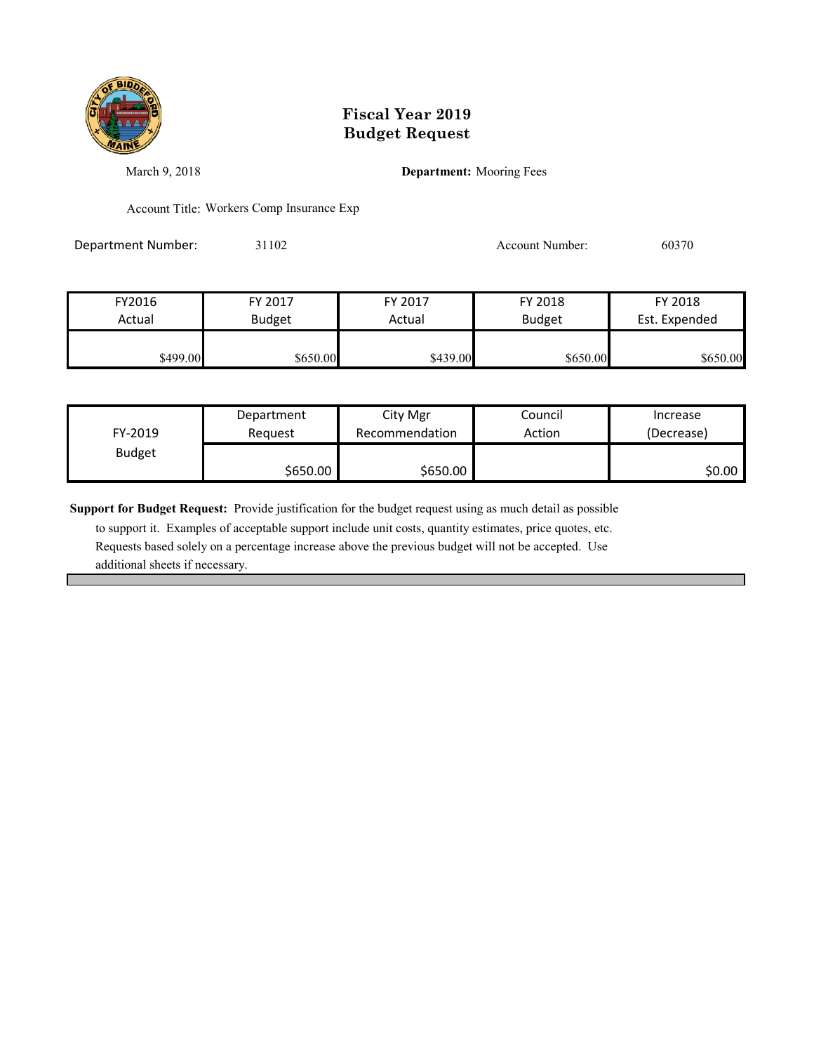# Fiscal Year 2019
# Budget Request

March 9, 2018

**Department:** Mooring Fees

Account Title: Workers Comp Insurance Exp

Department Number: 31102

Account Number: 60370

| FY2016 Actual | FY 2017 Budget | FY 2017 Actual | FY 2018 Budget | FY 2018 Est. Expended |
|---|---|---|---|---|
| $499.00 | $650.00 | $439.00 | $650.00 | $650.00 |

| FY-2019 Budget | Department Request | City Mgr Recommendation | Council Action | Increase (Decrease) |
|---|---|---|---|---|
| | $650.00 | $650.00 | | $0.00 |

**Support for Budget Request:** Provide justification for the budget request using as much detail as possible to support it. Examples of acceptable support include unit costs, quantity estimates, price quotes, etc. Requests based solely on a percentage increase above the previous budget will not be accepted. Use additional sheets if necessary.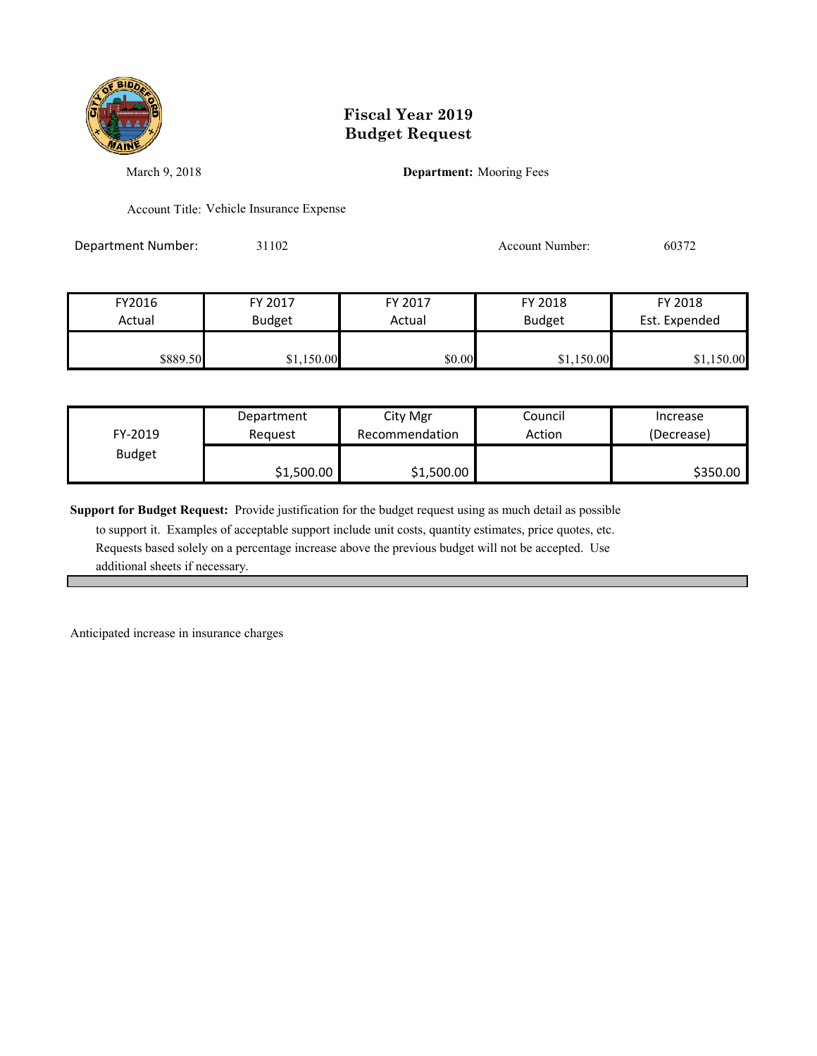# Fiscal Year 2019
# Budget Request

March 9, 2018

**Department:** Mooring Fees

Account Title: Vehicle Insurance Expense

Department Number: 31102

Account Number: 60372

| FY2016 Actual | FY 2017 Budget | FY 2017 Actual | FY 2018 Budget | FY 2018 Est. Expended |
|---|---|---|---|---|
| $889.50 | $1,150.00 | $0.00 | $1,150.00 | $1,150.00 |

| FY-2019 Budget | Department Request | City Mgr Recommendation | Council Action | Increase (Decrease) |
|---|---|---|---|---|
| | $1,500.00 | $1,500.00 | | $350.00 |

**Support for Budget Request:** Provide justification for the budget request using as much detail as possible to support it. Examples of acceptable support include unit costs, quantity estimates, price quotes, etc. Requests based solely on a percentage increase above the previous budget will not be accepted. Use additional sheets if necessary.

Anticipated increase in insurance charges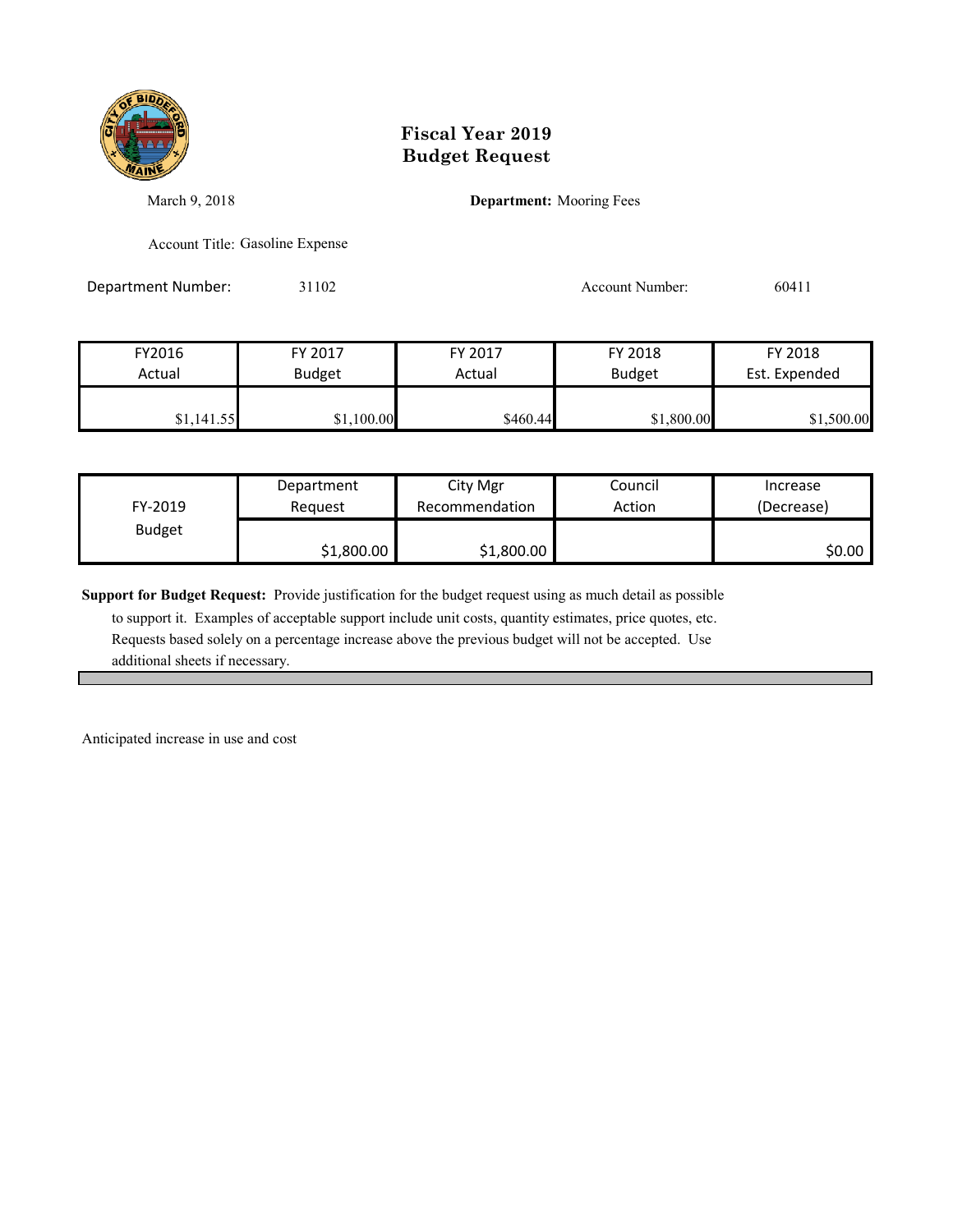# Fiscal Year 2019
# Budget Request

March 9, 2018

**Department:** Mooring Fees

Account Title: Gasoline Expense

Department Number: 31102

Account Number: 60411

| FY2016 Actual | FY 2017 Budget | FY 2017 Actual | FY 2018 Budget | FY 2018 Est. Expended |
|---|---|---|---|---|
| $1,141.55 | $1,100.00 | $460.44 | $1,800.00 | $1,500.00 |

| FY-2019 Budget | Department Request | City Mgr Recommendation | Council Action | Increase (Decrease) |
|---|---|---|---|---|
| | $1,800.00 | $1,800.00 | | $0.00 |

**Support for Budget Request:** Provide justification for the budget request using as much detail as possible to support it. Examples of acceptable support include unit costs, quantity estimates, price quotes, etc. Requests based solely on a percentage increase above the previous budget will not be accepted. Use additional sheets if necessary.

Anticipated increase in use and cost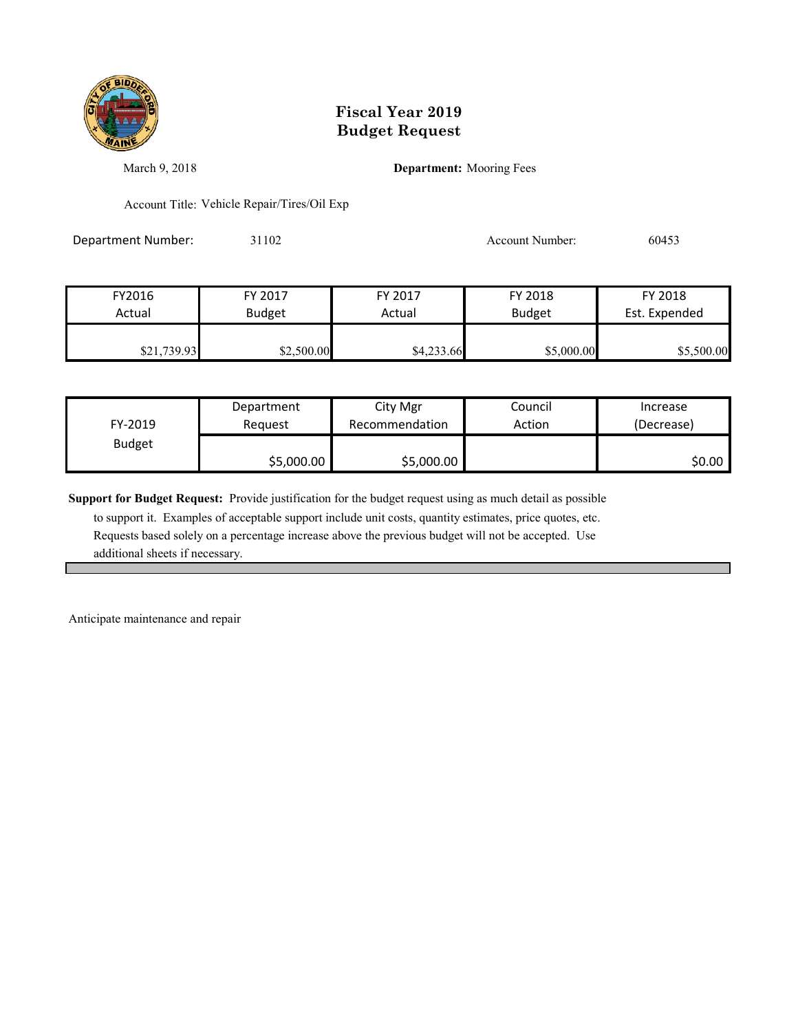# Fiscal Year 2019
# Budget Request

March 9, 2018

**Department:** Mooring Fees

Account Title: Vehicle Repair/Tires/Oil Exp

Department Number: 31102

Account Number: 60453

| FY2016 Actual | FY 2017 Budget | FY 2017 Actual | FY 2018 Budget | FY 2018 Est. Expended |
|---|---|---|---|---|
| $21,739.93 | $2,500.00 | $4,233.66 | $5,000.00 | $5,500.00 |

| FY-2019 Budget | Department Request | City Mgr Recommendation | Council Action | Increase (Decrease) |
|---|---|---|---|---|
| | $5,000.00 | $5,000.00 | | $0.00 |

**Support for Budget Request:** Provide justification for the budget request using as much detail as possible to support it. Examples of acceptable support include unit costs, quantity estimates, price quotes, etc. Requests based solely on a percentage increase above the previous budget will not be accepted. Use additional sheets if necessary.

Anticipate maintenance and repair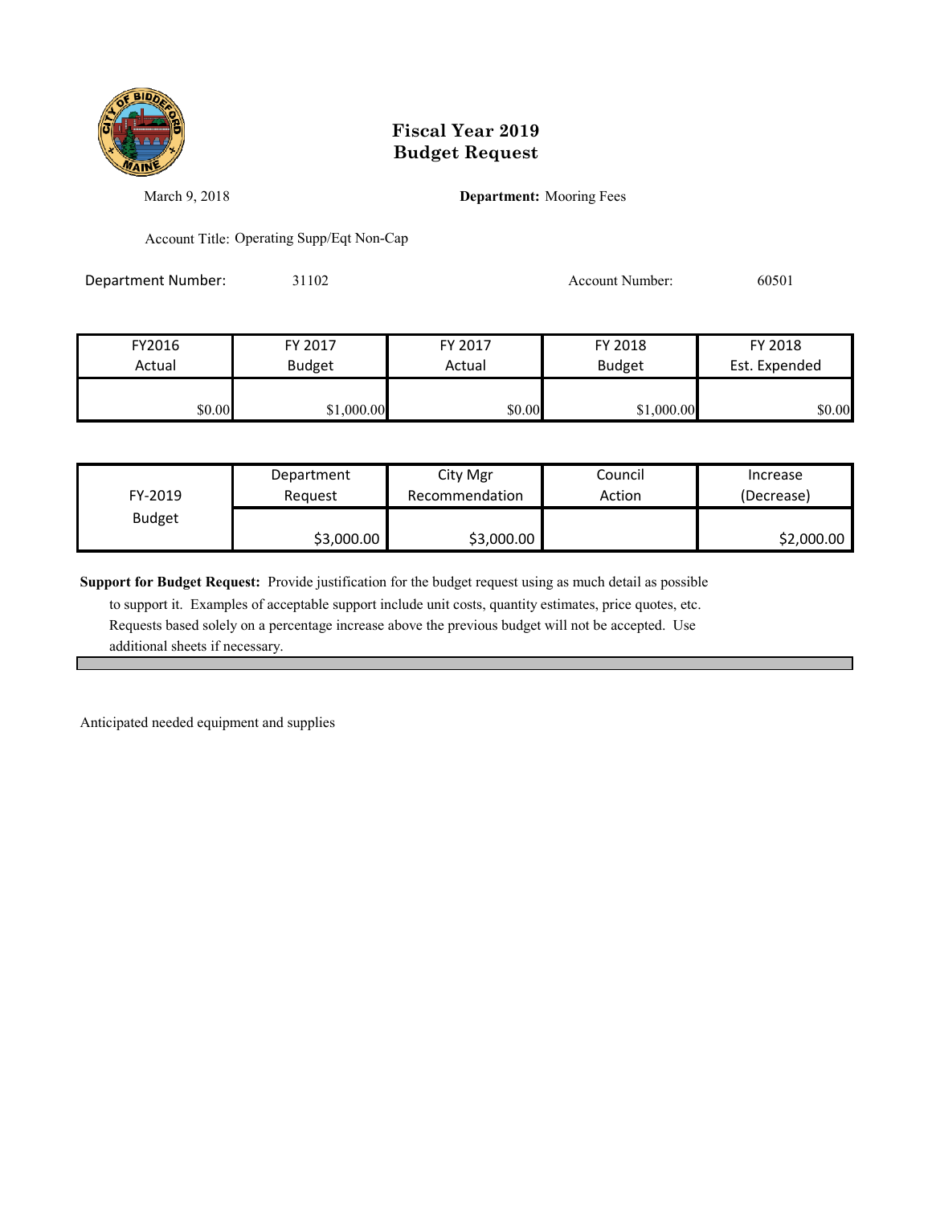# Fiscal Year 2019
# Budget Request

March 9, 2018

**Department:** Mooring Fees

Account Title: Operating Supp/Eqt Non-Cap

Department Number: 31102

Account Number: 60501

| FY2016 Actual | FY 2017 Budget | FY 2017 Actual | FY 2018 Budget | FY 2018 Est. Expended |
|---|---|---|---|---|
| $0.00 | $1,000.00 | $0.00 | $1,000.00 | $0.00 |

| FY-2019 Budget | Department Request | City Mgr Recommendation | Council Action | Increase (Decrease) |
|---|---|---|---|---|
| | $3,000.00 | $3,000.00 | | $2,000.00 |

**Support for Budget Request:** Provide justification for the budget request using as much detail as possible to support it. Examples of acceptable support include unit costs, quantity estimates, price quotes, etc. Requests based solely on a percentage increase above the previous budget will not be accepted. Use additional sheets if necessary.

Anticipated needed equipment and supplies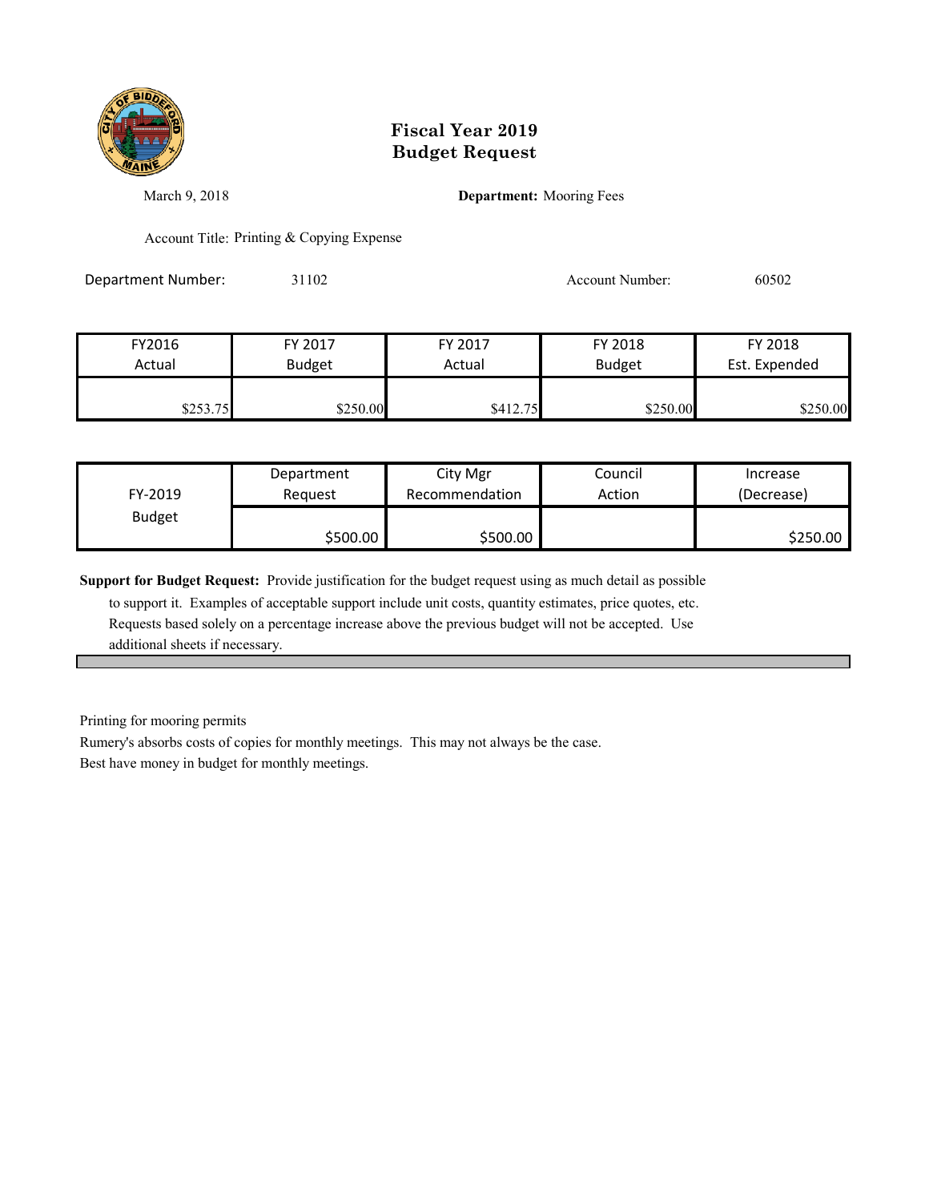# Fiscal Year 2019
# Budget Request

March 9, 2018

**Department:** Mooring Fees

Account Title: Printing & Copying Expense

Department Number: 31102

Account Number: 60502

| FY2016 Actual | FY 2017 Budget | FY 2017 Actual | FY 2018 Budget | FY 2018 Est. Expended |
|---|---|---|---|---|
| $253.75 | $250.00 | $412.75 | $250.00 | $250.00 |

| FY-2019 Budget | Department Request | City Mgr Recommendation | Council Action | Increase (Decrease) |
|---|---|---|---|---|
| | $500.00 | $500.00 | | $250.00 |

**Support for Budget Request:** Provide justification for the budget request using as much detail as possible to support it. Examples of acceptable support include unit costs, quantity estimates, price quotes, etc. Requests based solely on a percentage increase above the previous budget will not be accepted. Use additional sheets if necessary.

Printing for mooring permits

Rumery's absorbs costs of copies for monthly meetings. This may not always be the case.

Best have money in budget for monthly meetings.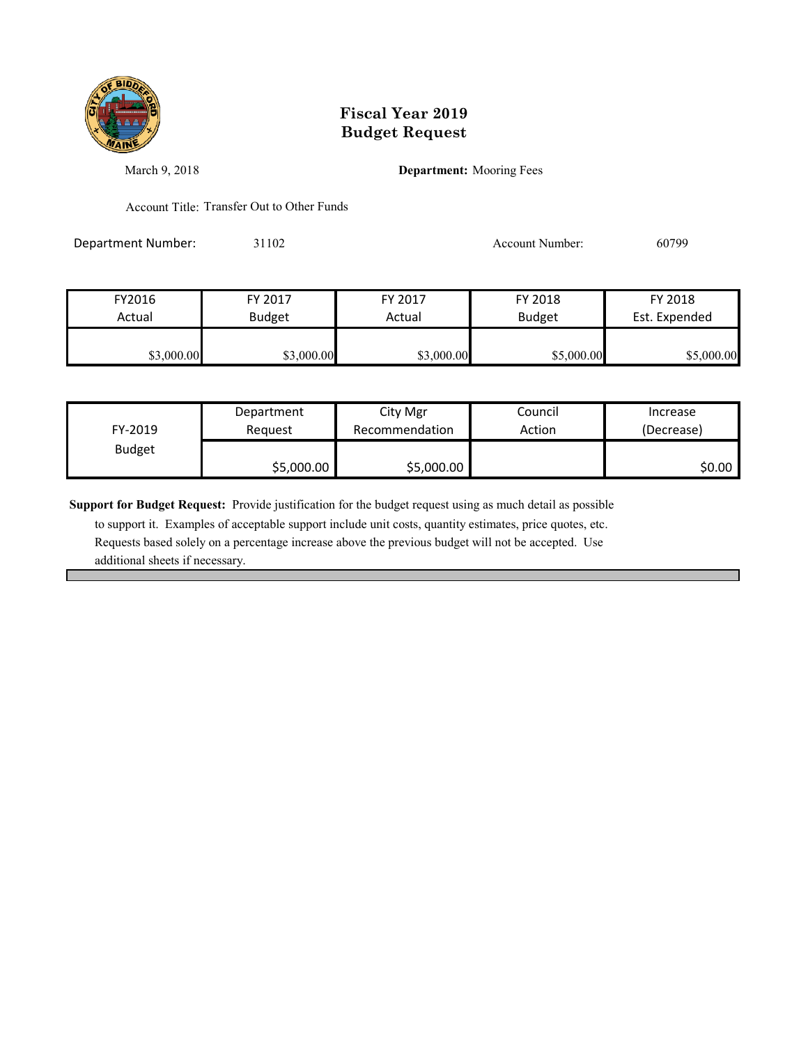# Fiscal Year 2019
# Budget Request

March 9, 2018

**Department:** Mooring Fees

Account Title: Transfer Out to Other Funds

Department Number: 31102

Account Number: 60799

| FY2016 Actual | FY 2017 Budget | FY 2017 Actual | FY 2018 Budget | FY 2018 Est. Expended |
|---|---|---|---|---|
| $3,000.00 | $3,000.00 | $3,000.00 | $5,000.00 | $5,000.00 |

| FY-2019 Budget | Department Request | City Mgr Recommendation | Council Action | Increase (Decrease) |
|---|---|---|---|---|
| | $5,000.00 | $5,000.00 | | $0.00 |

**Support for Budget Request:** Provide justification for the budget request using as much detail as possible to support it. Examples of acceptable support include unit costs, quantity estimates, price quotes, etc. Requests based solely on a percentage increase above the previous budget will not be accepted. Use additional sheets if necessary.